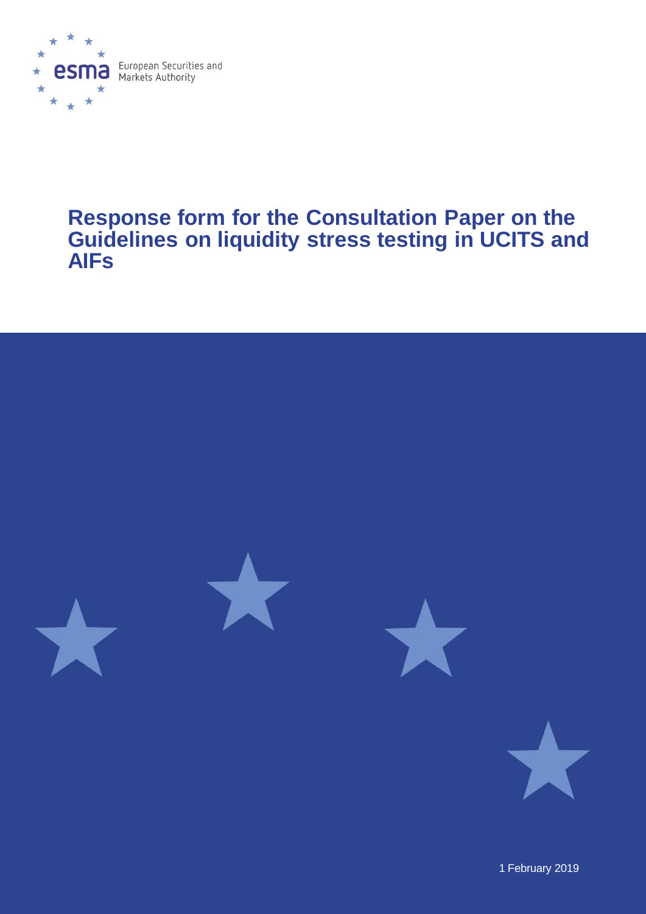esma European Securities and Markets Authority

# Response form for the Consultation Paper on the Guidelines on liquidity stress testing in UCITS and AIFs

1 February 2019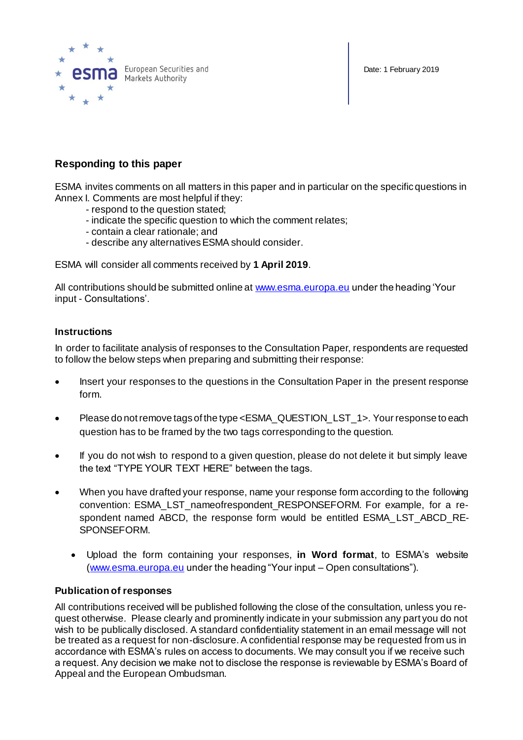Date: 1 February 2019

## Responding to this paper

ESMA invites comments on all matters in this paper and in particular on the specific questions in Annex I. Comments are most helpful if they:

- respond to the question stated;
- indicate the specific question to which the comment relates;
- contain a clear rationale; and
- describe any alternatives ESMA should consider.

ESMA will consider all comments received by **1 April 2019**.

All contributions should be submitted online at www.esma.europa.eu under the heading 'Your input - Consultations'.

### Instructions

In order to facilitate analysis of responses to the Consultation Paper, respondents are requested to follow the below steps when preparing and submitting their response:

- Insert your responses to the questions in the Consultation Paper in the present response form.
- Please do not remove tags of the type <ESMA_QUESTION_LST_1>. Your response to each question has to be framed by the two tags corresponding to the question.
- If you do not wish to respond to a given question, please do not delete it but simply leave the text "TYPE YOUR TEXT HERE" between the tags.
- When you have drafted your response, name your response form according to the following convention: ESMA_LST_nameofrespondent_RESPONSEFORM. For example, for a respondent named ABCD, the response form would be entitled ESMA_LST_ABCD_RESPONSEFORM.
  - Upload the form containing your responses, **in Word format**, to ESMA's website (www.esma.europa.eu under the heading "Your input – Open consultations").

### Publication of responses

All contributions received will be published following the close of the consultation, unless you request otherwise. Please clearly and prominently indicate in your submission any part you do not wish to be publically disclosed. A standard confidentiality statement in an email message will not be treated as a request for non-disclosure. A confidential response may be requested from us in accordance with ESMA's rules on access to documents. We may consult you if we receive such a request. Any decision we make not to disclose the response is reviewable by ESMA's Board of Appeal and the European Ombudsman.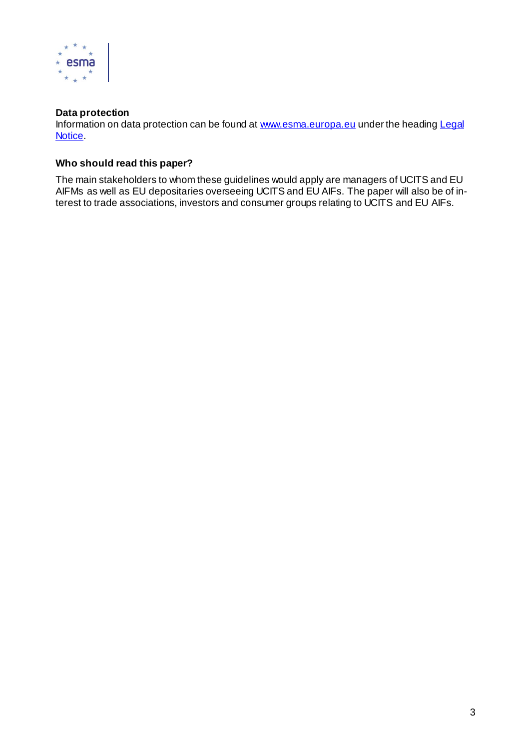**Data protection**
Information on data protection can be found at [www.esma.europa.eu](http://www.esma.europa.eu) under the heading [Legal Notice](#).

**Who should read this paper?**

The main stakeholders to whom these guidelines would apply are managers of UCITS and EU AIFMs as well as EU depositaries overseeing UCITS and EU AIFs. The paper will also be of interest to trade associations, investors and consumer groups relating to UCITS and EU AIFs.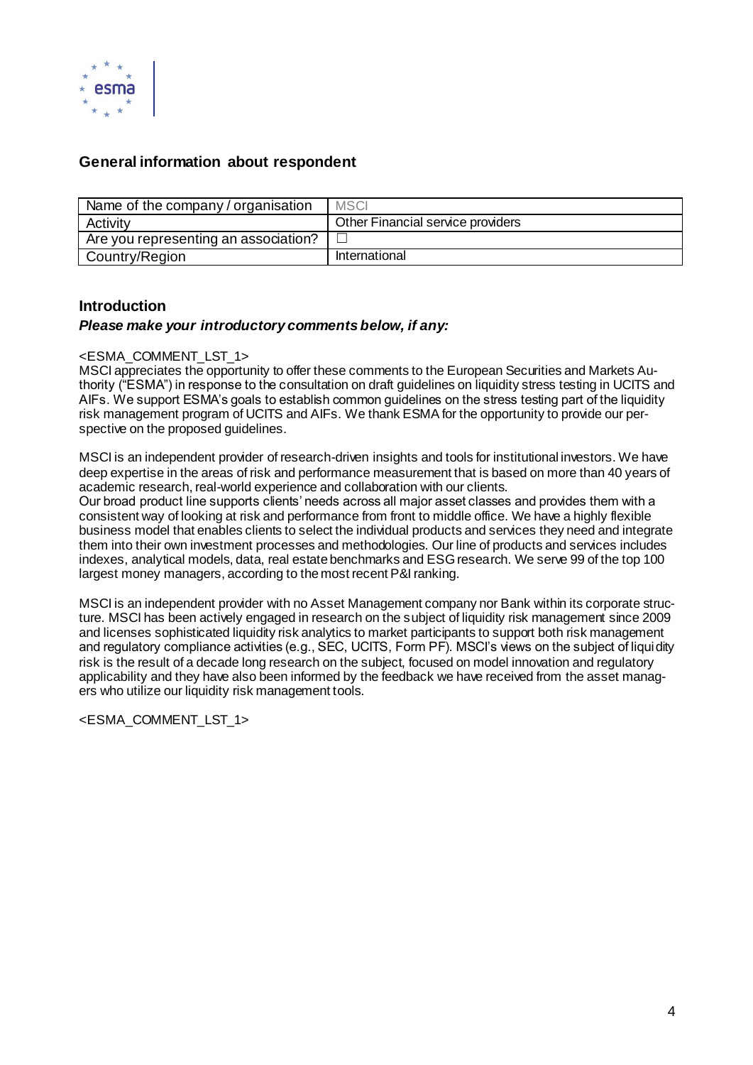## General information about respondent

| Name of the company / organisation | MSCI |
|---|---|
| Activity | Other Financial service providers |
| Are you representing an association? | ☐ |
| Country/Region | International |

## Introduction

***Please make your introductory comments below, if any:***

<ESMA_COMMENT_LST_1>

MSCI appreciates the opportunity to offer these comments to the European Securities and Markets Authority ("ESMA") in response to the consultation on draft guidelines on liquidity stress testing in UCITS and AIFs. We support ESMA's goals to establish common guidelines on the stress testing part of the liquidity risk management program of UCITS and AIFs. We thank ESMA for the opportunity to provide our perspective on the proposed guidelines.

MSCI is an independent provider of research-driven insights and tools for institutional investors. We have deep expertise in the areas of risk and performance measurement that is based on more than 40 years of academic research, real-world experience and collaboration with our clients.

Our broad product line supports clients' needs across all major asset classes and provides them with a consistent way of looking at risk and performance from front to middle office. We have a highly flexible business model that enables clients to select the individual products and services they need and integrate them into their own investment processes and methodologies. Our line of products and services includes indexes, analytical models, data, real estate benchmarks and ESG research. We serve 99 of the top 100 largest money managers, according to the most recent P&I ranking.

MSCI is an independent provider with no Asset Management company nor Bank within its corporate structure. MSCI has been actively engaged in research on the subject of liquidity risk management since 2009 and licenses sophisticated liquidity risk analytics to market participants to support both risk management and regulatory compliance activities (e.g., SEC, UCITS, Form PF). MSCI's views on the subject of liquidity risk is the result of a decade long research on the subject, focused on model innovation and regulatory applicability and they have also been informed by the feedback we have received from the asset managers who utilize our liquidity risk management tools.

<ESMA_COMMENT_LST_1>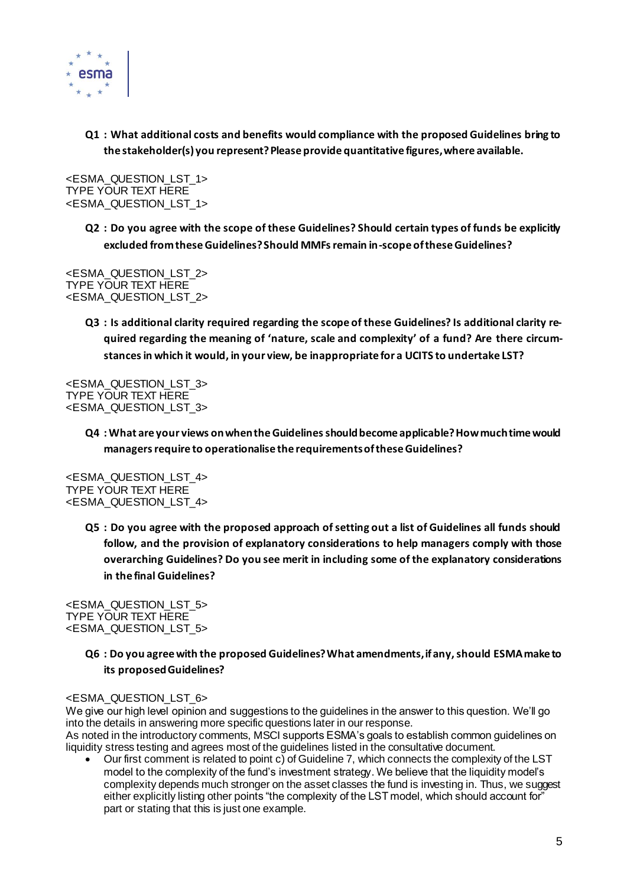**Q1 : What additional costs and benefits would compliance with the proposed Guidelines bring to the stakeholder(s) you represent? Please provide quantitative figures, where available.**

<ESMA_QUESTION_LST_1>
TYPE YOUR TEXT HERE
<ESMA_QUESTION_LST_1>

**Q2 : Do you agree with the scope of these Guidelines? Should certain types of funds be explicitly excluded from these Guidelines? Should MMFs remain in-scope of these Guidelines?**

<ESMA_QUESTION_LST_2>
TYPE YOUR TEXT HERE
<ESMA_QUESTION_LST_2>

**Q3 : Is additional clarity required regarding the scope of these Guidelines? Is additional clarity required regarding the meaning of 'nature, scale and complexity' of a fund? Are there circumstances in which it would, in your view, be inappropriate for a UCITS to undertake LST?**

<ESMA_QUESTION_LST_3>
TYPE YOUR TEXT HERE
<ESMA_QUESTION_LST_3>

**Q4 : What are your views on when the Guidelines should become applicable? How much time would managers require to operationalise the requirements of these Guidelines?**

<ESMA_QUESTION_LST_4>
TYPE YOUR TEXT HERE
<ESMA_QUESTION_LST_4>

**Q5 : Do you agree with the proposed approach of setting out a list of Guidelines all funds should follow, and the provision of explanatory considerations to help managers comply with those overarching Guidelines? Do you see merit in including some of the explanatory considerations in the final Guidelines?**

<ESMA_QUESTION_LST_5>
TYPE YOUR TEXT HERE
<ESMA_QUESTION_LST_5>

**Q6 : Do you agree with the proposed Guidelines? What amendments, if any, should ESMA make to its proposed Guidelines?**

<ESMA_QUESTION_LST_6>
We give our high level opinion and suggestions to the guidelines in the answer to this question. We'll go into the details in answering more specific questions later in our response.
As noted in the introductory comments, MSCI supports ESMA's goals to establish common guidelines on liquidity stress testing and agrees most of the guidelines listed in the consultative document.

- Our first comment is related to point c) of Guideline 7, which connects the complexity of the LST model to the complexity of the fund's investment strategy. We believe that the liquidity model's complexity depends much stronger on the asset classes the fund is investing in. Thus, we suggest either explicitly listing other points "the complexity of the LST model, which should account for" part or stating that this is just one example.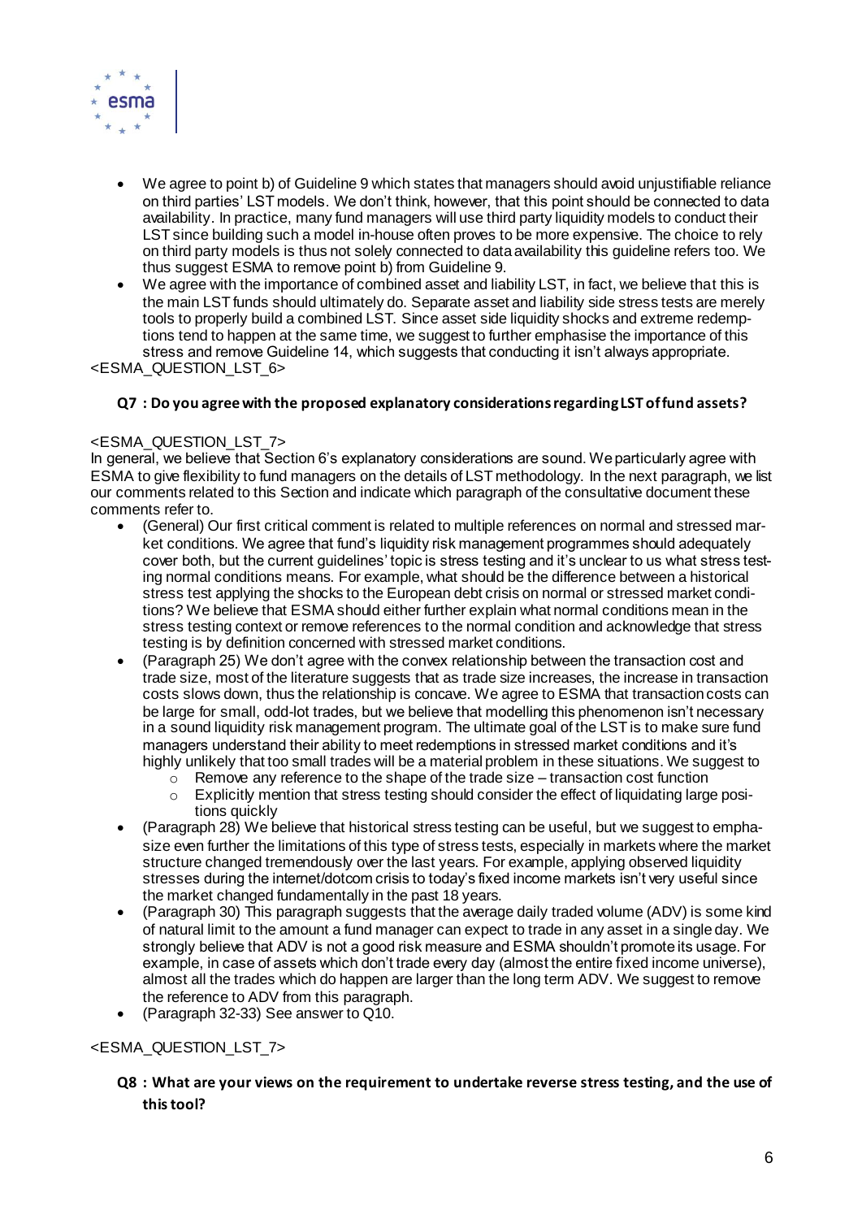- We agree to point b) of Guideline 9 which states that managers should avoid unjustifiable reliance on third parties' LST models. We don't think, however, that this point should be connected to data availability. In practice, many fund managers will use third party liquidity models to conduct their LST since building such a model in-house often proves to be more expensive. The choice to rely on third party models is thus not solely connected to data availability this guideline refers too. We thus suggest ESMA to remove point b) from Guideline 9.
- We agree with the importance of combined asset and liability LST, in fact, we believe that this is the main LST funds should ultimately do. Separate asset and liability side stress tests are merely tools to properly build a combined LST. Since asset side liquidity shocks and extreme redemptions tend to happen at the same time, we suggest to further emphasise the importance of this stress and remove Guideline 14, which suggests that conducting it isn't always appropriate.

<ESMA_QUESTION_LST_6>

### Q7 : Do you agree with the proposed explanatory considerations regarding LST of fund assets?

<ESMA_QUESTION_LST_7>

In general, we believe that Section 6's explanatory considerations are sound. We particularly agree with ESMA to give flexibility to fund managers on the details of LST methodology. In the next paragraph, we list our comments related to this Section and indicate which paragraph of the consultative document these comments refer to.

- (General) Our first critical comment is related to multiple references on normal and stressed market conditions. We agree that fund's liquidity risk management programmes should adequately cover both, but the current guidelines' topic is stress testing and it's unclear to us what stress testing normal conditions means. For example, what should be the difference between a historical stress test applying the shocks to the European debt crisis on normal or stressed market conditions? We believe that ESMA should either further explain what normal conditions mean in the stress testing context or remove references to the normal condition and acknowledge that stress testing is by definition concerned with stressed market conditions.
- (Paragraph 25) We don't agree with the convex relationship between the transaction cost and trade size, most of the literature suggests that as trade size increases, the increase in transaction costs slows down, thus the relationship is concave. We agree to ESMA that transaction costs can be large for small, odd-lot trades, but we believe that modelling this phenomenon isn't necessary in a sound liquidity risk management program. The ultimate goal of the LST is to make sure fund managers understand their ability to meet redemptions in stressed market conditions and it's highly unlikely that too small trades will be a material problem in these situations. We suggest to
  - Remove any reference to the shape of the trade size – transaction cost function
  - Explicitly mention that stress testing should consider the effect of liquidating large positions quickly
- (Paragraph 28) We believe that historical stress testing can be useful, but we suggest to emphasize even further the limitations of this type of stress tests, especially in markets where the market structure changed tremendously over the last years. For example, applying observed liquidity stresses during the internet/dotcom crisis to today's fixed income markets isn't very useful since the market changed fundamentally in the past 18 years.
- (Paragraph 30) This paragraph suggests that the average daily traded volume (ADV) is some kind of natural limit to the amount a fund manager can expect to trade in any asset in a single day. We strongly believe that ADV is not a good risk measure and ESMA shouldn't promote its usage. For example, in case of assets which don't trade every day (almost the entire fixed income universe), almost all the trades which do happen are larger than the long term ADV. We suggest to remove the reference to ADV from this paragraph.
- (Paragraph 32-33) See answer to Q10.

<ESMA_QUESTION_LST_7>

### Q8 : What are your views on the requirement to undertake reverse stress testing, and the use of this tool?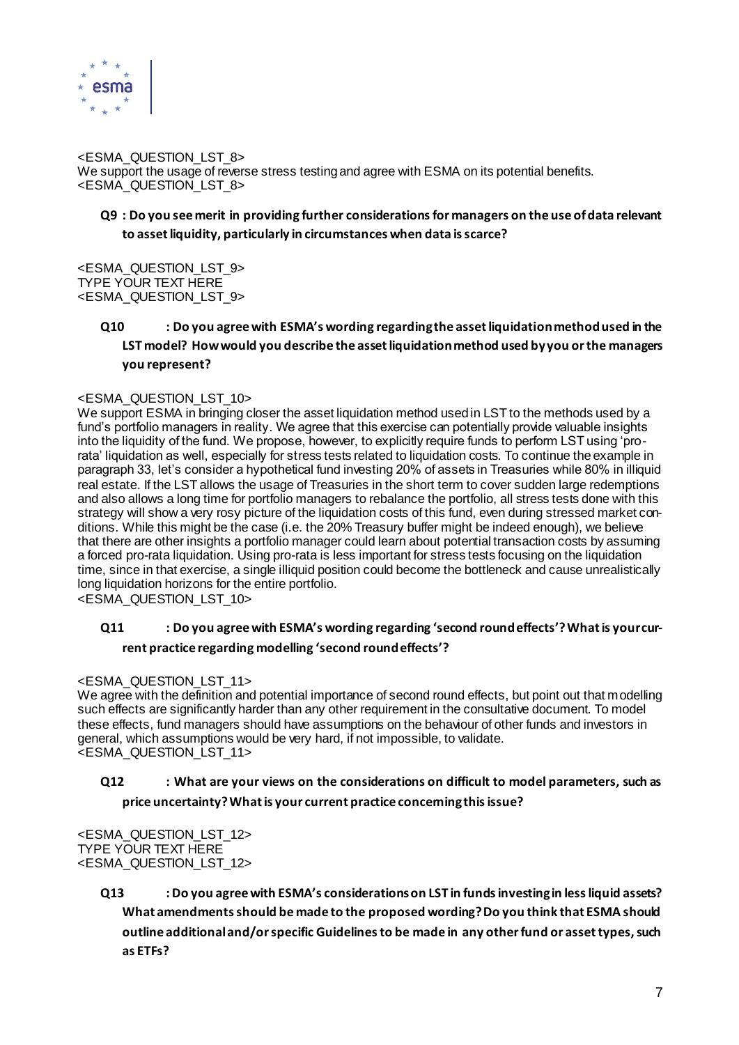<ESMA_QUESTION_LST_8>
We support the usage of reverse stress testing and agree with ESMA on its potential benefits.
<ESMA_QUESTION_LST_8>

**Q9 : Do you see merit in providing further considerations for managers on the use of data relevant to asset liquidity, particularly in circumstances when data is scarce?**

<ESMA_QUESTION_LST_9>
TYPE YOUR TEXT HERE
<ESMA_QUESTION_LST_9>

**Q10 : Do you agree with ESMA's wording regarding the asset liquidation method used in the LST model? How would you describe the asset liquidation method used by you or the managers you represent?**

<ESMA_QUESTION_LST_10>
We support ESMA in bringing closer the asset liquidation method used in LST to the methods used by a fund's portfolio managers in reality. We agree that this exercise can potentially provide valuable insights into the liquidity of the fund. We propose, however, to explicitly require funds to perform LST using 'pro-rata' liquidation as well, especially for stress tests related to liquidation costs. To continue the example in paragraph 33, let's consider a hypothetical fund investing 20% of assets in Treasuries while 80% in illiquid real estate. If the LST allows the usage of Treasuries in the short term to cover sudden large redemptions and also allows a long time for portfolio managers to rebalance the portfolio, all stress tests done with this strategy will show a very rosy picture of the liquidation costs of this fund, even during stressed market conditions. While this might be the case (i.e. the 20% Treasury buffer might be indeed enough), we believe that there are other insights a portfolio manager could learn about potential transaction costs by assuming a forced pro-rata liquidation. Using pro-rata is less important for stress tests focusing on the liquidation time, since in that exercise, a single illiquid position could become the bottleneck and cause unrealistically long liquidation horizons for the entire portfolio.
<ESMA_QUESTION_LST_10>

**Q11 : Do you agree with ESMA's wording regarding 'second round effects'? What is your current practice regarding modelling 'second round effects'?**

<ESMA_QUESTION_LST_11>
We agree with the definition and potential importance of second round effects, but point out that modelling such effects are significantly harder than any other requirement in the consultative document. To model these effects, fund managers should have assumptions on the behaviour of other funds and investors in general, which assumptions would be very hard, if not impossible, to validate.
<ESMA_QUESTION_LST_11>

**Q12 : What are your views on the considerations on difficult to model parameters, such as price uncertainty? What is your current practice concerning this issue?**

<ESMA_QUESTION_LST_12>
TYPE YOUR TEXT HERE
<ESMA_QUESTION_LST_12>

**Q13 : Do you agree with ESMA's considerations on LST in funds investing in less liquid assets? What amendments should be made to the proposed wording? Do you think that ESMA should outline additional and/or specific Guidelines to be made in any other fund or asset types, such as ETFs?**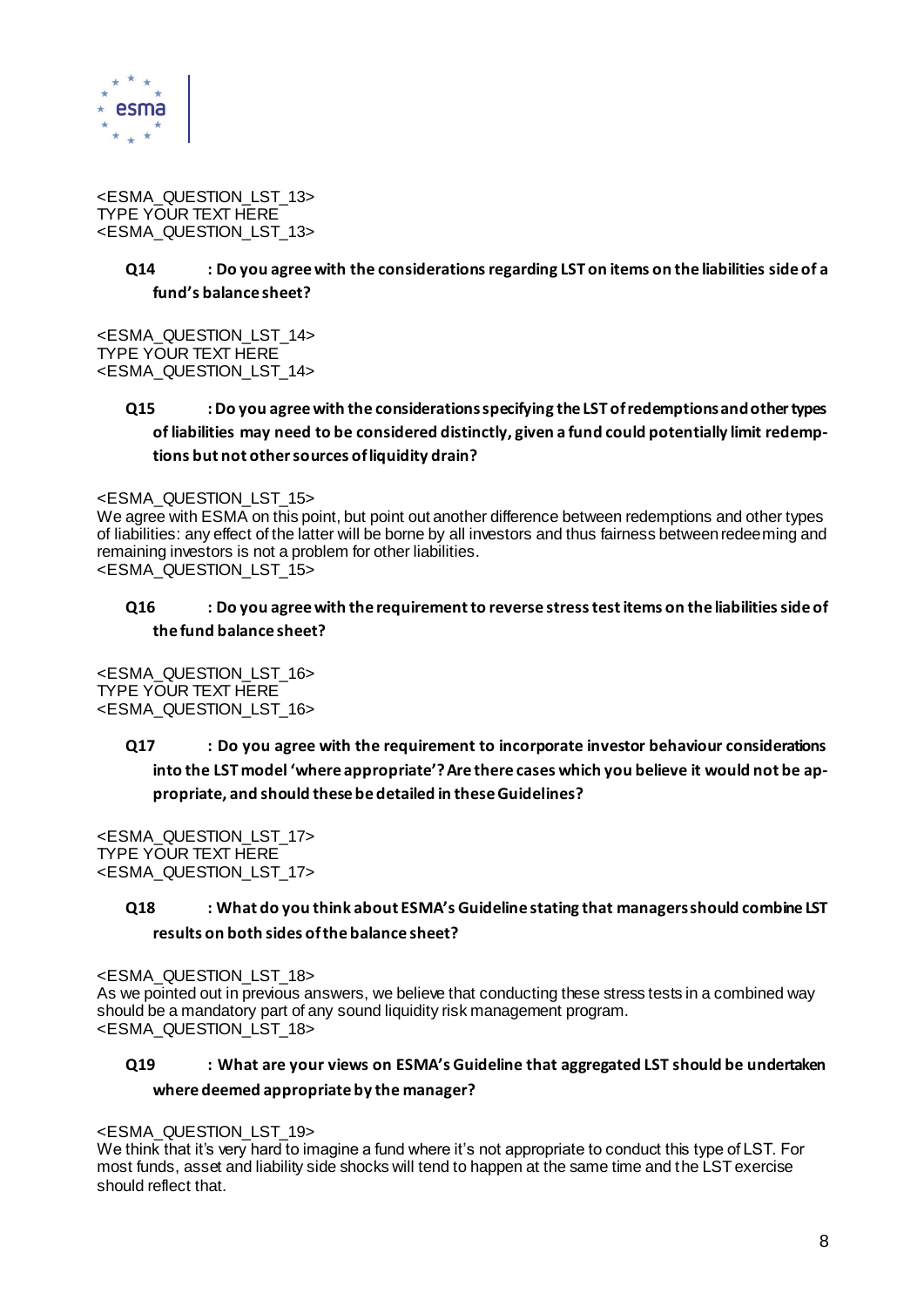<ESMA_QUESTION_LST_13>
TYPE YOUR TEXT HERE
<ESMA_QUESTION_LST_13>

**Q14 : Do you agree with the considerations regarding LST on items on the liabilities side of a fund's balance sheet?**

<ESMA_QUESTION_LST_14>
TYPE YOUR TEXT HERE
<ESMA_QUESTION_LST_14>

**Q15 : Do you agree with the considerations specifying the LST of redemptions and other types of liabilities may need to be considered distinctly, given a fund could potentially limit redemptions but not other sources of liquidity drain?**

<ESMA_QUESTION_LST_15>
We agree with ESMA on this point, but point out another difference between redemptions and other types of liabilities: any effect of the latter will be borne by all investors and thus fairness between redeeming and remaining investors is not a problem for other liabilities.
<ESMA_QUESTION_LST_15>

**Q16 : Do you agree with the requirement to reverse stress test items on the liabilities side of the fund balance sheet?**

<ESMA_QUESTION_LST_16>
TYPE YOUR TEXT HERE
<ESMA_QUESTION_LST_16>

**Q17 : Do you agree with the requirement to incorporate investor behaviour considerations into the LST model 'where appropriate'? Are there cases which you believe it would not be appropriate, and should these be detailed in these Guidelines?**

<ESMA_QUESTION_LST_17>
TYPE YOUR TEXT HERE
<ESMA_QUESTION_LST_17>

**Q18 : What do you think about ESMA's Guideline stating that managers should combine LST results on both sides of the balance sheet?**

<ESMA_QUESTION_LST_18>
As we pointed out in previous answers, we believe that conducting these stress tests in a combined way should be a mandatory part of any sound liquidity risk management program.
<ESMA_QUESTION_LST_18>

**Q19 : What are your views on ESMA's Guideline that aggregated LST should be undertaken where deemed appropriate by the manager?**

<ESMA_QUESTION_LST_19>
We think that it's very hard to imagine a fund where it's not appropriate to conduct this type of LST. For most funds, asset and liability side shocks will tend to happen at the same time and the LST exercise should reflect that.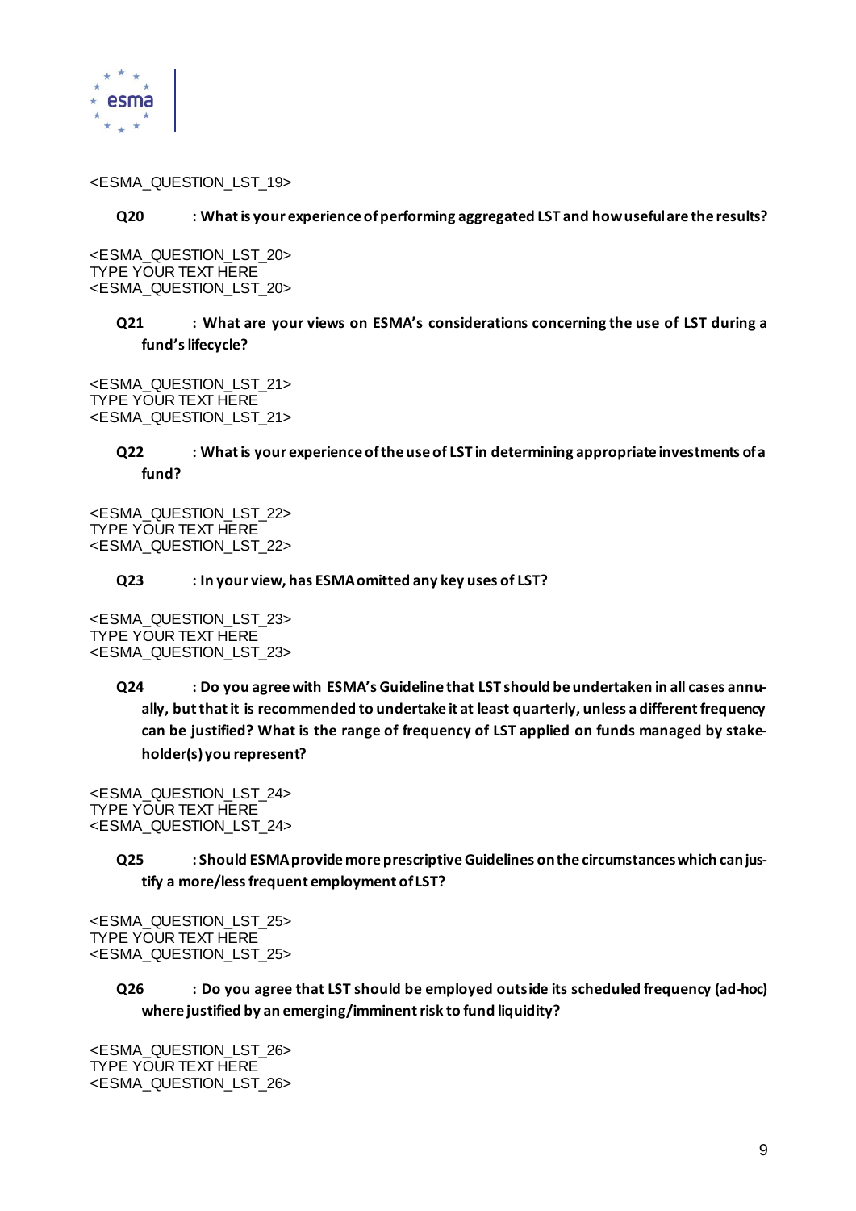<ESMA_QUESTION_LST_19>

**Q20 : What is your experience of performing aggregated LST and how useful are the results?**

<ESMA_QUESTION_LST_20>
TYPE YOUR TEXT HERE
<ESMA_QUESTION_LST_20>

**Q21 : What are your views on ESMA's considerations concerning the use of LST during a fund's lifecycle?**

<ESMA_QUESTION_LST_21>
TYPE YOUR TEXT HERE
<ESMA_QUESTION_LST_21>

**Q22 : What is your experience of the use of LST in determining appropriate investments of a fund?**

<ESMA_QUESTION_LST_22>
TYPE YOUR TEXT HERE
<ESMA_QUESTION_LST_22>

**Q23 : In your view, has ESMA omitted any key uses of LST?**

<ESMA_QUESTION_LST_23>
TYPE YOUR TEXT HERE
<ESMA_QUESTION_LST_23>

**Q24 : Do you agree with ESMA's Guideline that LST should be undertaken in all cases annually, but that it is recommended to undertake it at least quarterly, unless a different frequency can be justified? What is the range of frequency of LST applied on funds managed by stakeholder(s) you represent?**

<ESMA_QUESTION_LST_24>
TYPE YOUR TEXT HERE
<ESMA_QUESTION_LST_24>

**Q25 : Should ESMA provide more prescriptive Guidelines on the circumstances which can justify a more/less frequent employment of LST?**

<ESMA_QUESTION_LST_25>
TYPE YOUR TEXT HERE
<ESMA_QUESTION_LST_25>

**Q26 : Do you agree that LST should be employed outside its scheduled frequency (ad-hoc) where justified by an emerging/imminent risk to fund liquidity?**

<ESMA_QUESTION_LST_26>
TYPE YOUR TEXT HERE
<ESMA_QUESTION_LST_26>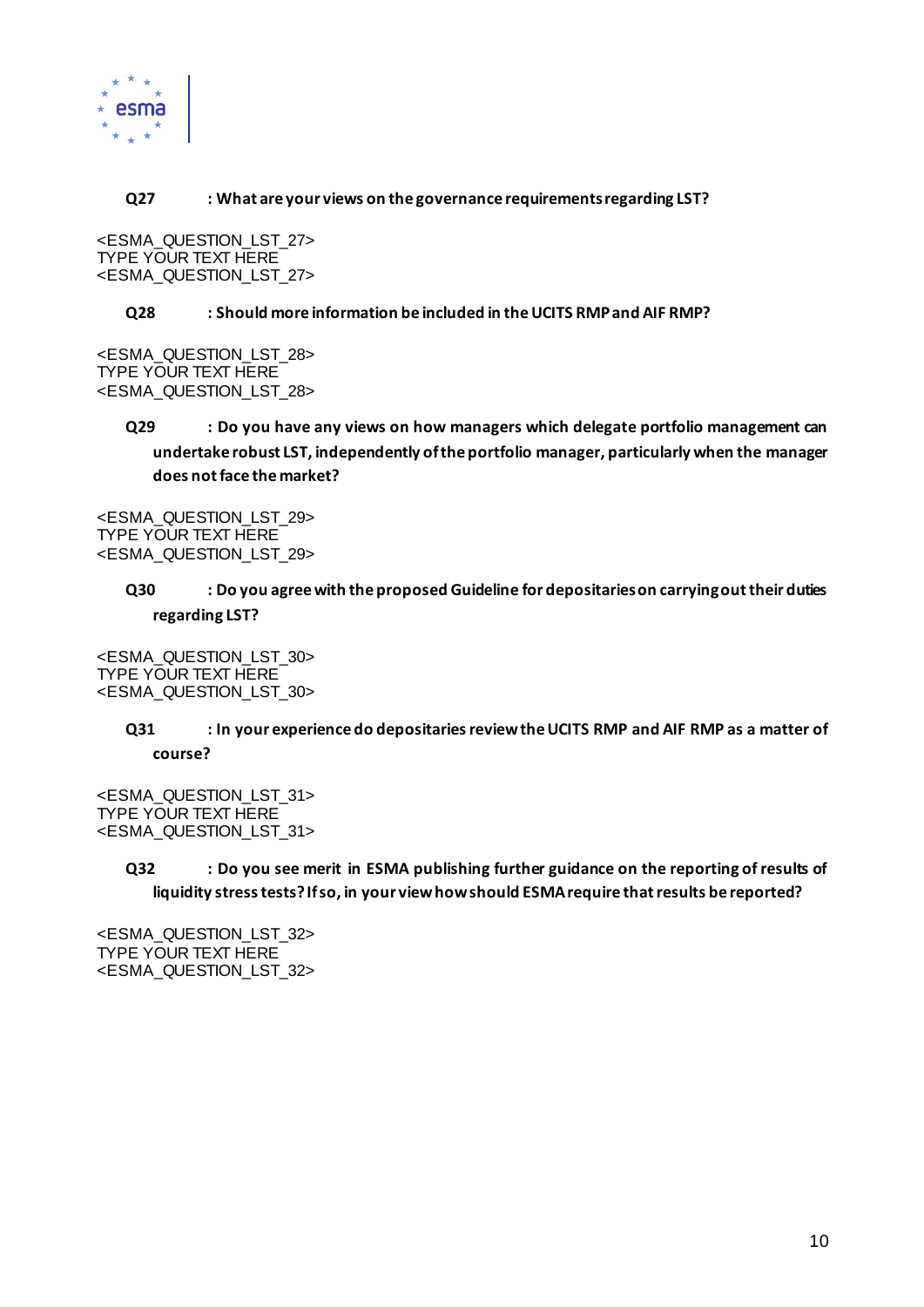**Q27 : What are your views on the governance requirements regarding LST?**

<ESMA_QUESTION_LST_27>
TYPE YOUR TEXT HERE
<ESMA_QUESTION_LST_27>

**Q28 : Should more information be included in the UCITS RMP and AIF RMP?**

<ESMA_QUESTION_LST_28>
TYPE YOUR TEXT HERE
<ESMA_QUESTION_LST_28>

**Q29 : Do you have any views on how managers which delegate portfolio management can undertake robust LST, independently of the portfolio manager, particularly when the manager does not face the market?**

<ESMA_QUESTION_LST_29>
TYPE YOUR TEXT HERE
<ESMA_QUESTION_LST_29>

**Q30 : Do you agree with the proposed Guideline for depositaries on carrying out their duties regarding LST?**

<ESMA_QUESTION_LST_30>
TYPE YOUR TEXT HERE
<ESMA_QUESTION_LST_30>

**Q31 : In your experience do depositaries review the UCITS RMP and AIF RMP as a matter of course?**

<ESMA_QUESTION_LST_31>
TYPE YOUR TEXT HERE
<ESMA_QUESTION_LST_31>

**Q32 : Do you see merit in ESMA publishing further guidance on the reporting of results of liquidity stress tests? If so, in your view how should ESMA require that results be reported?**

<ESMA_QUESTION_LST_32>
TYPE YOUR TEXT HERE
<ESMA_QUESTION_LST_32>